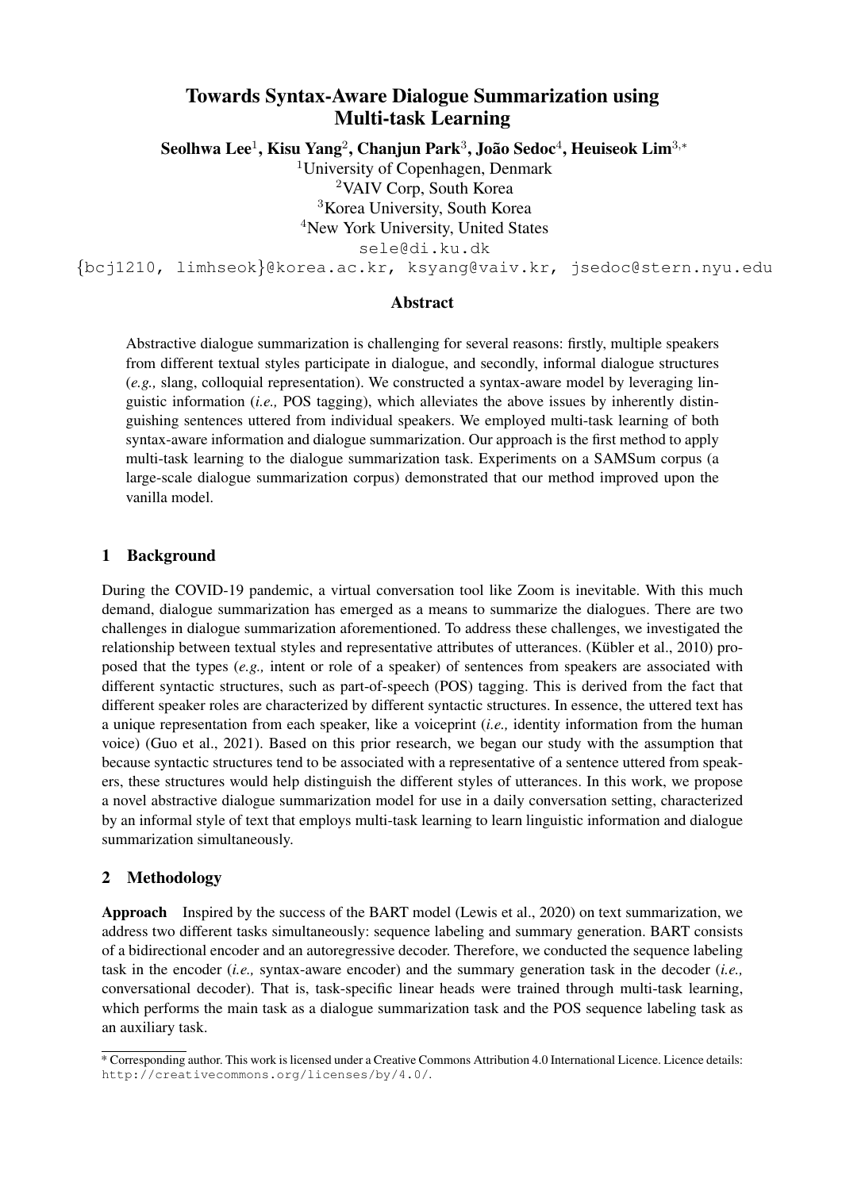# Towards Syntax-Aware Dialogue Summarization using Multi-task Learning

**Seolhwa Lee**[1], **Kisu Yang**[2], **Chanjun Park**[3], **João Sedoc**[4], **Heuiseok Lim**[3,*]

[1]University of Copenhagen, Denmark
[2]VAIV Corp, South Korea
[3]Korea University, South Korea
[4]New York University, United States

sele@di.ku.dk
{bcj1210, limhseok}@korea.ac.kr, ksyang@vaiv.kr, jsedoc@stern.nyu.edu

## Abstract

Abstractive dialogue summarization is challenging for several reasons: firstly, multiple speakers from different textual styles participate in dialogue, and secondly, informal dialogue structures (*e.g.,* slang, colloquial representation). We constructed a syntax-aware model by leveraging linguistic information (*i.e.,* POS tagging), which alleviates the above issues by inherently distinguishing sentences uttered from individual speakers. We employed multi-task learning of both syntax-aware information and dialogue summarization. Our approach is the first method to apply multi-task learning to the dialogue summarization task. Experiments on a SAMSum corpus (a large-scale dialogue summarization corpus) demonstrated that our method improved upon the vanilla model.

## 1 Background

During the COVID-19 pandemic, a virtual conversation tool like Zoom is inevitable. With this much demand, dialogue summarization has emerged as a means to summarize the dialogues. There are two challenges in dialogue summarization aforementioned. To address these challenges, we investigated the relationship between textual styles and representative attributes of utterances. (Kübler et al., 2010) proposed that the types (*e.g.,* intent or role of a speaker) of sentences from speakers are associated with different syntactic structures, such as part-of-speech (POS) tagging. This is derived from the fact that different speaker roles are characterized by different syntactic structures. In essence, the uttered text has a unique representation from each speaker, like a voiceprint (*i.e.,* identity information from the human voice) (Guo et al., 2021). Based on this prior research, we began our study with the assumption that because syntactic structures tend to be associated with a representative of a sentence uttered from speakers, these structures would help distinguish the different styles of utterances. In this work, we propose a novel abstractive dialogue summarization model for use in a daily conversation setting, characterized by an informal style of text that employs multi-task learning to learn linguistic information and dialogue summarization simultaneously.

## 2 Methodology

**Approach** Inspired by the success of the BART model (Lewis et al., 2020) on text summarization, we address two different tasks simultaneously: sequence labeling and summary generation. BART consists of a bidirectional encoder and an autoregressive decoder. Therefore, we conducted the sequence labeling task in the encoder (*i.e.,* syntax-aware encoder) and the summary generation task in the decoder (*i.e.,* conversational decoder). That is, task-specific linear heads were trained through multi-task learning, which performs the main task as a dialogue summarization task and the POS sequence labeling task as an auxiliary task.

\* Corresponding author. This work is licensed under a Creative Commons Attribution 4.0 International Licence. Licence details: http://creativecommons.org/licenses/by/4.0/.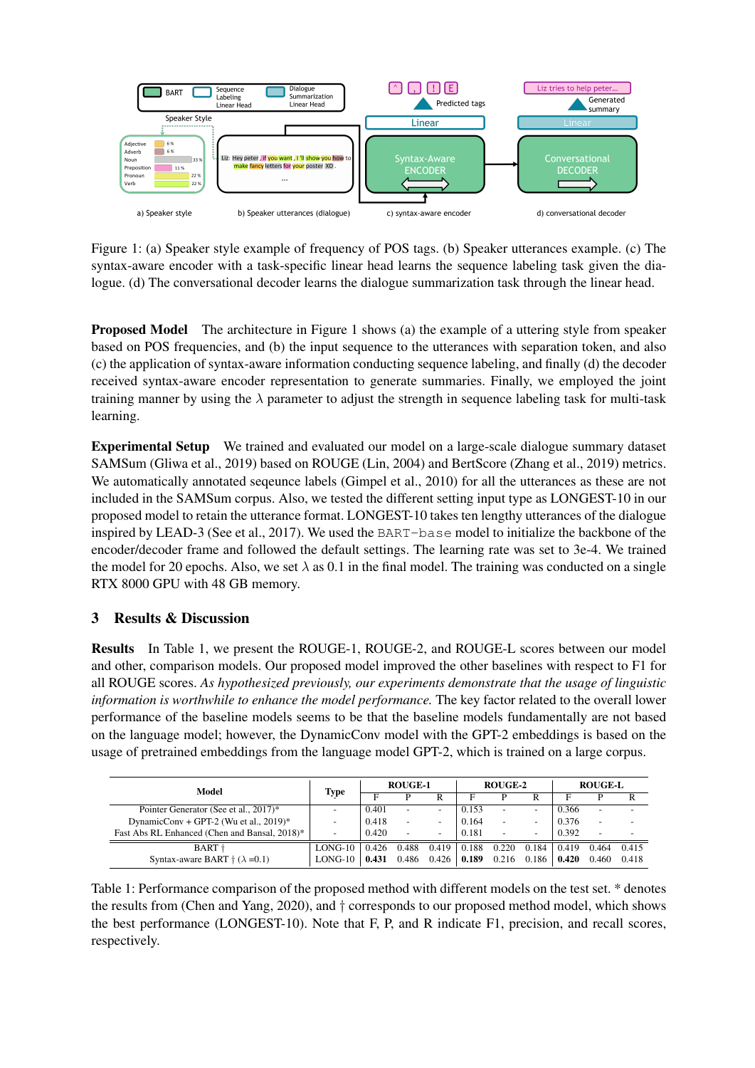Figure 1: (a) Speaker style example of frequency of POS tags. (b) Speaker utterances example. (c) The syntax-aware encoder with a task-specific linear head learns the sequence labeling task given the dialogue. (d) The conversational decoder learns the dialogue summarization task through the linear head.

**Proposed Model** The architecture in Figure 1 shows (a) the example of a uttering style from speaker based on POS frequencies, and (b) the input sequence to the utterances with separation token, and also (c) the application of syntax-aware information conducting sequence labeling, and finally (d) the decoder received syntax-aware encoder representation to generate summaries. Finally, we employed the joint training manner by using the $\lambda$ parameter to adjust the strength in sequence labeling task for multi-task learning.

**Experimental Setup** We trained and evaluated our model on a large-scale dialogue summary dataset SAMSum (Gliwa et al., 2019) based on ROUGE (Lin, 2004) and BertScore (Zhang et al., 2019) metrics. We automatically annotated sequence labels (Gimpel et al., 2010) for all the utterances as these are not included in the SAMSum corpus. Also, we tested the different setting input type as LONGEST-10 in our proposed model to retain the utterance format. LONGEST-10 takes ten lengthy utterances of the dialogue inspired by LEAD-3 (See et al., 2017). We used the `BART-base` model to initialize the backbone of the encoder/decoder frame and followed the default settings. The learning rate was set to 3e-4. We trained the model for 20 epochs. Also, we set $\lambda$ as 0.1 in the final model. The training was conducted on a single RTX 8000 GPU with 48 GB memory.

## 3 Results & Discussion

**Results** In Table 1, we present the ROUGE-1, ROUGE-2, and ROUGE-L scores between our model and other, comparison models. Our proposed model improved the other baselines with respect to F1 for all ROUGE scores. *As hypothesized previously, our experiments demonstrate that the usage of linguistic information is worthwhile to enhance the model performance.* The key factor related to the overall lower performance of the baseline models seems to be that the baseline models fundamentally are not based on the language model; however, the DynamicConv model with the GPT-2 embeddings is based on the usage of pretrained embeddings from the language model GPT-2, which is trained on a large corpus.

| Model | Type | ROUGE-1 | | | ROUGE-2 | | | ROUGE-L | | |
|---|---|---|---|---|---|---|---|---|---|---|
| | | F | P | R | F | P | R | F | P | R |
| Pointer Generator (See et al., 2017)* | - | 0.401 | - | - | 0.153 | - | - | 0.366 | - | - |
| DynamicConv + GPT-2 (Wu et al., 2019)* | - | 0.418 | - | - | 0.164 | - | - | 0.376 | - | - |
| Fast Abs RL Enhanced (Chen and Bansal, 2018)* | - | 0.420 | - | - | 0.181 | - | - | 0.392 | - | - |
| BART † | LONG-10 | 0.426 | 0.488 | 0.419 | 0.188 | 0.220 | 0.184 | 0.419 | 0.464 | 0.415 |
| Syntax-aware BART † ($\lambda$ =0.1) | LONG-10 | **0.431** | 0.486 | 0.426 | **0.189** | 0.216 | 0.186 | **0.420** | 0.460 | 0.418 |

Table 1: Performance comparison of the proposed method with different models on the test set. * denotes the results from (Chen and Yang, 2020), and † corresponds to our proposed method model, which shows the best performance (LONGEST-10). Note that F, P, and R indicate F1, precision, and recall scores, respectively.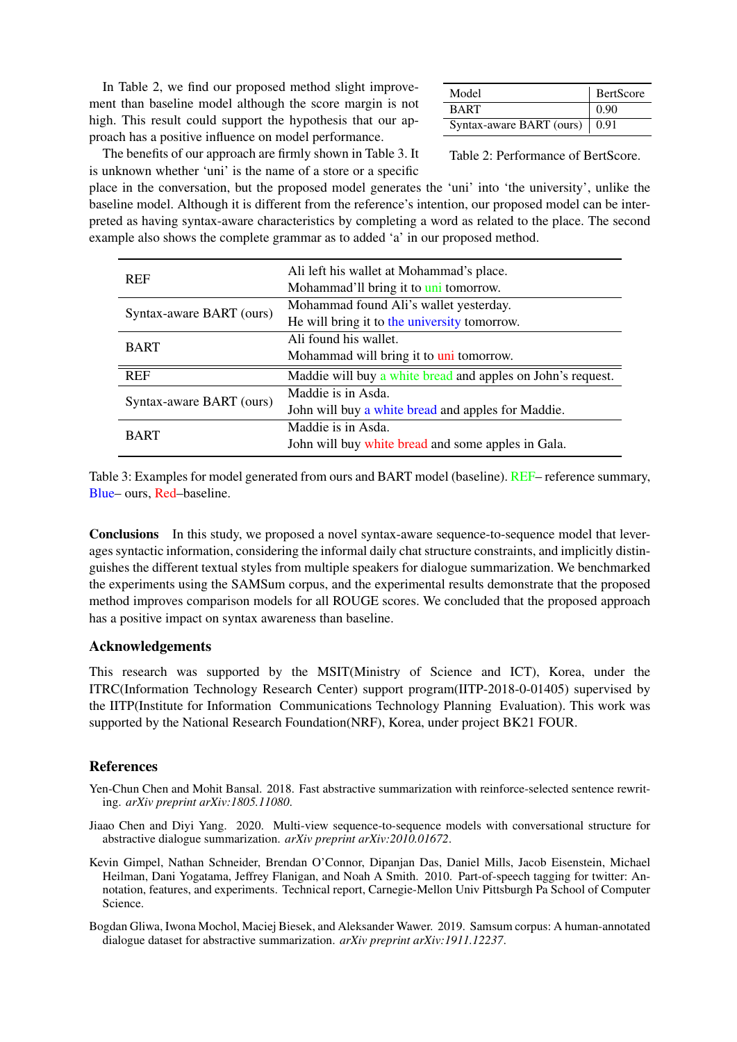In Table 2, we find our proposed method slight improvement than baseline model although the score margin is not high. This result could support the hypothesis that our approach has a positive influence on model performance.

| Model | BertScore |
|---|---|
| BART | 0.90 |
| Syntax-aware BART (ours) | 0.91 |

Table 2: Performance of BertScore.

The benefits of our approach are firmly shown in Table 3. It is unknown whether 'uni' is the name of a store or a specific place in the conversation, but the proposed model generates the 'uni' into 'the university', unlike the baseline model. Although it is different from the reference's intention, our proposed model can be interpreted as having syntax-aware characteristics by completing a word as related to the place. The second example also shows the complete grammar as to added 'a' in our proposed method.

| | |
|---|---|
| REF | Ali left his wallet at Mohammad's place. Mohammad'll bring it to uni tomorrow. |
| Syntax-aware BART (ours) | Mohammad found Ali's wallet yesterday. He will bring it to the university tomorrow. |
| BART | Ali found his wallet. Mohammad will bring it to uni tomorrow. |
| REF | Maddie will buy a white bread and apples on John's request. |
| Syntax-aware BART (ours) | Maddie is in Asda. John will buy a white bread and apples for Maddie. |
| BART | Maddie is in Asda. John will buy white bread and some apples in Gala. |

Table 3: Examples for model generated from ours and BART model (baseline). REF– reference summary, Blue– ours, Red–baseline.

**Conclusions** In this study, we proposed a novel syntax-aware sequence-to-sequence model that leverages syntactic information, considering the informal daily chat structure constraints, and implicitly distinguishes the different textual styles from multiple speakers for dialogue summarization. We benchmarked the experiments using the SAMSum corpus, and the experimental results demonstrate that the proposed method improves comparison models for all ROUGE scores. We concluded that the proposed approach has a positive impact on syntax awareness than baseline.

## Acknowledgements

This research was supported by the MSIT(Ministry of Science and ICT), Korea, under the ITRC(Information Technology Research Center) support program(IITP-2018-0-01405) supervised by the IITP(Institute for Information Communications Technology Planning Evaluation). This work was supported by the National Research Foundation(NRF), Korea, under project BK21 FOUR.

## References

Yen-Chun Chen and Mohit Bansal. 2018. Fast abstractive summarization with reinforce-selected sentence rewriting. *arXiv preprint arXiv:1805.11080*.

Jiaao Chen and Diyi Yang. 2020. Multi-view sequence-to-sequence models with conversational structure for abstractive dialogue summarization. *arXiv preprint arXiv:2010.01672*.

Kevin Gimpel, Nathan Schneider, Brendan O'Connor, Dipanjan Das, Daniel Mills, Jacob Eisenstein, Michael Heilman, Dani Yogatama, Jeffrey Flanigan, and Noah A Smith. 2010. Part-of-speech tagging for twitter: Annotation, features, and experiments. Technical report, Carnegie-Mellon Univ Pittsburgh Pa School of Computer Science.

Bogdan Gliwa, Iwona Mochol, Maciej Biesek, and Aleksander Wawer. 2019. Samsum corpus: A human-annotated dialogue dataset for abstractive summarization. *arXiv preprint arXiv:1911.12237*.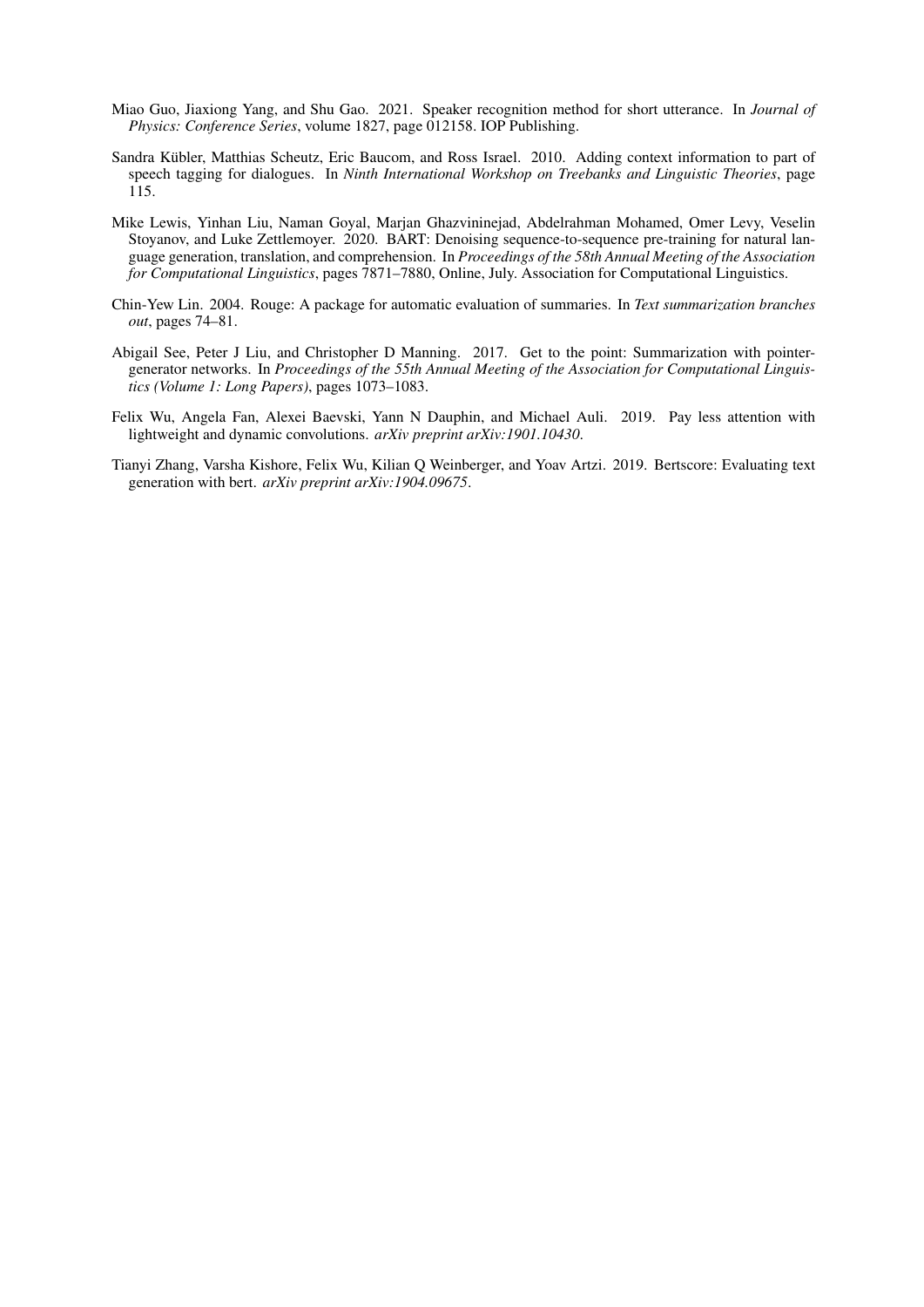Miao Guo, Jiaxiong Yang, and Shu Gao. 2021. Speaker recognition method for short utterance. In *Journal of Physics: Conference Series*, volume 1827, page 012158. IOP Publishing.

Sandra Kübler, Matthias Scheutz, Eric Baucom, and Ross Israel. 2010. Adding context information to part of speech tagging for dialogues. In *Ninth International Workshop on Treebanks and Linguistic Theories*, page 115.

Mike Lewis, Yinhan Liu, Naman Goyal, Marjan Ghazvininejad, Abdelrahman Mohamed, Omer Levy, Veselin Stoyanov, and Luke Zettlemoyer. 2020. BART: Denoising sequence-to-sequence pre-training for natural language generation, translation, and comprehension. In *Proceedings of the 58th Annual Meeting of the Association for Computational Linguistics*, pages 7871–7880, Online, July. Association for Computational Linguistics.

Chin-Yew Lin. 2004. Rouge: A package for automatic evaluation of summaries. In *Text summarization branches out*, pages 74–81.

Abigail See, Peter J Liu, and Christopher D Manning. 2017. Get to the point: Summarization with pointer-generator networks. In *Proceedings of the 55th Annual Meeting of the Association for Computational Linguistics (Volume 1: Long Papers)*, pages 1073–1083.

Felix Wu, Angela Fan, Alexei Baevski, Yann N Dauphin, and Michael Auli. 2019. Pay less attention with lightweight and dynamic convolutions. *arXiv preprint arXiv:1901.10430*.

Tianyi Zhang, Varsha Kishore, Felix Wu, Kilian Q Weinberger, and Yoav Artzi. 2019. Bertscore: Evaluating text generation with bert. *arXiv preprint arXiv:1904.09675*.